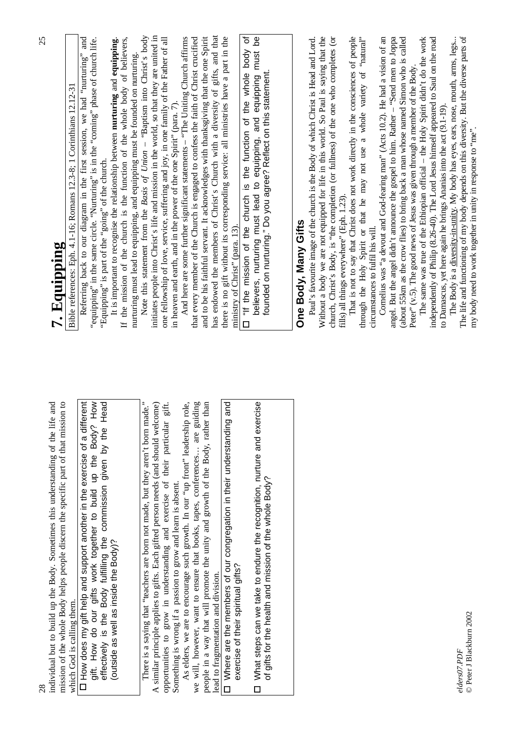individual but to build up the Body. Sometimes this understanding of the life and mission of the whole Body helps people discern the specific part of that mission to which God is calling them.

> ☐ How does my gift help and support another in the exercise of a different gift. How do our gifts work together to build up the Body? How effectively is the Body fulfilling the commission given by the Head (outside as well as inside the Body)?

There is a saying that "teachers are born not made, but they aren't born made." A similar principle applies to gifts. Each gifted person needs (and should welcome) opportunities to grow in understanding and exercise of their particular gift. Something is wrong if a passion to grow and learn is absent.

As elders, we are to encourage such growth. In our "up front" leadership role, we will, however, want to ensure that books, tapes, conferences… are guiding people in a way that will promote the unity and growth of the Body, rather than lead to fragmentation and division.

> ☐ Where are the members of our congregation in their understanding and exercise of their spiritual gifts?
>
> ☐ What steps can we take to endure the recognition, nurture and exercise of gifts for the health and mission of the whole Body?

# 7. Equipping

Bible references: Eph. 4.1-16; Romans 12.3-8; 1 Corinthians 12.12-31

Referring back to our diagram in the first session, we had "nurturing" and "equipping" in the same circle. "Nurturing" is in the "coming" phase of church life. "Equipping" is part of the "going" of the church.

It is important to recognise the relationship between **nurturing** and **equipping**. If the mission of the church is the function of the whole body of believers, nurturing must lead to equipping, and equipping must be founded on nurturing.

Note this statement from the *Basis of Union* – "Baptism into Christ's body initiates people into Christ's life and mission in the world, so that they are united in one fellowship of love, service, suffering and joy, in one family of the Father of all in heaven and earth, and in the power of the one Spirit" (para. 7).

And here are some further significant statements – "The Uniting Church affirms that every member of the Church is engaged to confess the faith of Christ crucified and to be his faithful servant. It acknowledges with thanksgiving that the one Spirit has endowed the members of Christ's Church with a diversity of gifts, and that there is no gift without its corresponding service: all ministries have a part in the ministry of Christ" (para. 13).

> ☐ "If the mission of the church is the function of the whole body of believers, nurturing must lead to equipping, and equipping must be founded on nurturing." Do you agree? Reflect on this statement.

## One Body, Many Gifts

Paul's favourite image of the church is the Body of which Christ is Head and Lord. Without a body we are not equipped for life in this world. So Paul is saying that the church, Christ's Body, is "the completion (or fullness) of the one who completes (or fills) all things everywhere" (Eph. 1.23).

That is not to say that Christ does not work directly in the consciences of people through the Holy Spirit or that he may not use a whole variety of "natural" circumstances to fulfil his will.

Cornelius was "a devout and God-fearing man" (Acts 10.2). He had a vision of an angel. But the angel didn't announce the gospel to him. Rather – "Send men to Joppa (about 55km as the crow flies) to bring back a man whose named Simon who is called Peter" (v.5). The good news of Jesus was given through a member of the Body.

The same was true of the Ethiopian official – the Holy Spirit didn't do the work independently of Philip (8.26-40). The Lord Jesus himself appeared to Saul on the road to Damascus, yet here again he brings Ananias into the act (9.1-19).

The Body is a diversity-in-unity. My body has eyes, ears, nose, mouth, arms, legs... The life and functioning of my body depends on this diversity. But the diverse parts of my body need to work together in unity in response to "me".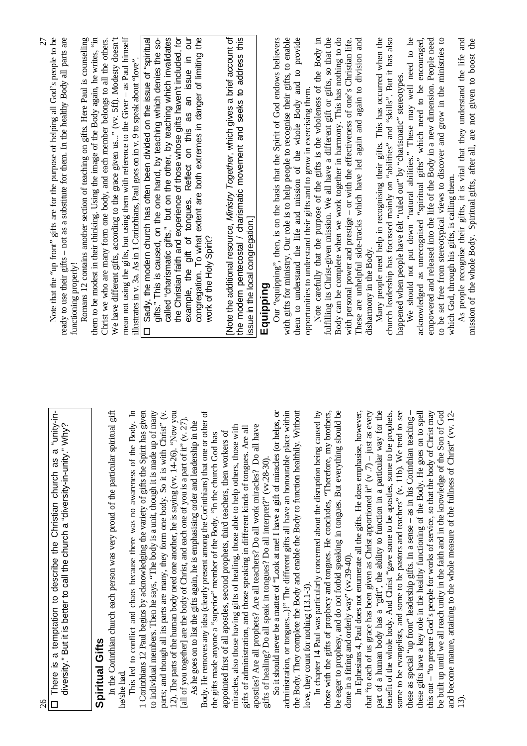☐ There is a temptation to describe the Christian church as a "unity-in-diversity." But it is better to call the church a "diversity-in-unity." Why?

## Spiritual Gifts

In the Corinthian church each person was very proud of the particular spiritual gift he/she had.

This led to conflict and chaos because there was no awareness of the Body. In 1 Corinthians 12 Paul begins by acknowledging the variety of gifts the Spirit has given to individual members. Then he says, "The body is a unit, though it is made up of many parts; and though all its parts are many, they form one body. So it is with Christ" (v. 12). The parts of the human body need one another, he is saying (vv. 14-26). "Now you [all of you together] are the body of Christ, and each one of you is a part of it" (v. 27).

As he goes on to list the gifts again, he is emphasising order and leadership in the Body. He removes any idea (clearly present among the Corinthians) that one or other of the gifts made anyone a "superior" member of the Body. "In the church God has appointed first of all apostles, second prophets, third teachers, then workers of miracles, also those having gifts of healing, those able to help others, those with gifts of administration, and those speaking in different kinds of tongues. Are all apostles? Are all prophets? Are all teachers? Do all work miracles? Do all have gifts of healing? Do all speak in tongues? Do all interpret?" (vv.28-30).

So it should never be a matter of "Look at me! I have a gift of miracles (or helps, or administration, or tongues...)!" The different gifts all have an honourable place within the Body. They complete the Body and enable the Body to function healthily. Without love, they count for nothing (13.1-3).

In chapter 14 Paul was particularly concerned about the disruption being caused by those with the gifts of prophecy and tongues. He concludes, "Therefore, my brothers, be eager to prophesy, and do not forbid speaking in tongues. But everything should be done in a fitting and orderly way" (vv.39-40).

In Ephesians 4, Paul does not enumerate all the gifts. He does emphasise, however, that "to each of us grace has been given as Christ apportioned it" (v .7) – just as every part of a human body has a "gift", the ability to function in a particular way for the benefit of the whole body. And Christ "gave some to be apostles, some to be prophets, some to be evangelists, and some to be pastors and teachers" (v. 11b). We tend to see these as special "up front" leadership gifts. In a sense – as in his Corinthian teaching – these gifts have a key role in the healthy functioning of the Body. He goes on to spell this out – "to prepare God's people for works of service, so that the body of Christ may be built up until we all reach unity in the faith and in the knowledge of the Son of God and become mature, attaining to the whole measure of the fullness of Christ" (vv. 12-13).

Note that the "up front" gifts are for the purpose of helping all God's people to be ready to use their gifts – not as a substitute for them. In the healthy Body all parts are functioning properly!

Romans 12 contains another section of teaching on gifts. Here Paul is counselling them to be modest in their thinking. Using the image of the Body again, he writes, "in Christ we who are many form one body, and each member belongs to all the others. We have different gifts, according to the grace given us.." (vv. 5f). Modesty doesn't mean not using the gifts, but using them with reference to the Giver – as Paul himself illustrates in v. 3a. As in 1 Corinthians, Paul goes on in v. 9 to speak about "love".

☐ Sadly, the modern church has often been divided on the issue of "spiritual gifts." This is caused, on the one hand, by teaching which denies the so-called "charismatic gifts," but on the other, by teaching which invalidates the Christian faith and experience of those whose gifts haven't included, for example, the gift of tongues. Reflect on this as an issue in our congregation. To what extent are both extremes in danger of limiting the work of the Holy Spirit?

[Note the additional resource, *Ministry Together*, which gives a brief account of the modern pentecostal / charismatic movement and seeks to address this issue in the local congregation.]

## Equipping

Our "equipping", then, is on the basis that the Spirit of God endows believers with gifts for ministry. Our role is to help people to recognise their gifts, to enable them to understand the life and mission of the whole Body and to provide opportunities to understand their gifts and to grow in exercising them.

Note carefully that the purpose of the gifts is the wholeness of the Body in fulfilling its Christ-given mission. We all have a different gift or gifts, so that the Body can be complete when we work together in harmony. This has nothing to do with personal power and prestige – or with the effectiveness of one's Christian life. These are unhelpful side-tracks which have led again and again to division and disharmony in the Body.

Many people need help in recognising their gifts. This has occurred when the church leadership has focussed mainly on "abilities" and "skills". But it has also happened when people have felt "ruled out" by "charismatic" stereotypes.

We should not put down "natural abilities." These may well need to be acknowledged as unrecognised "spiritual gifts" which need to be encouraged, empowered and released into the life of the Body in a new dimension. People need to be set free from stereotypical views to discover and grow in the ministries to which God, through his gifts, is calling them.

As people recognise their gifts, it is vital that they understand the life and mission of the whole Body. Spiritual gifts, after all, are not given to boost the